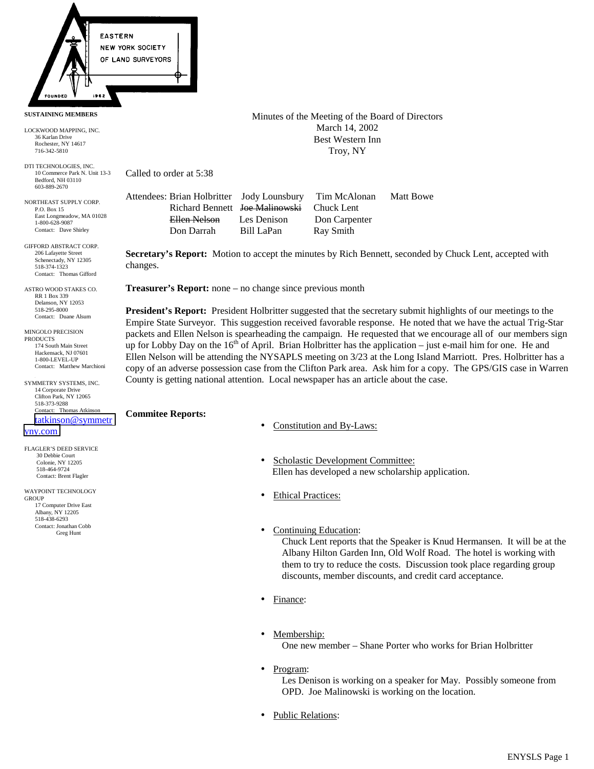EASTERN NEW YORK SOCIETY OF LAND SURVEYORS

FOUNDED 1962

**SUSTAINING MEMBERS**

LOCKWOOD MAPPING, INC.
36 Karlan Drive
Rochester, NY 14617
716-342-5810

DTI TECHNOLOGIES, INC.
10 Commerce Park N. Unit 13-3
Bedford, NH 03110
603-889-2670

NORTHEAST SUPPLY CORP.
P.O. Box 15
East Longmeadow, MA 01028
1-800-628-9087
Contact: Dave Shirley

GIFFORD ABSTRACT CORP.
206 Lafayette Street
Schenectady, NY 12305
518-374-1323
Contact: Thomas Gifford

ASTRO WOOD STAKES CO.
RR 1 Box 339
Delanson, NY 12053
518-295-8000
Contact: Duane Alsum

MINGOLO PRECISION PRODUCTS
174 South Main Street
Hackensack, NJ 07601
1-800-LEVEL-UP
Contact: Matthew Marchioni

SYMMETRY SYSTEMS, INC.
14 Corporate Drive
Clifton Park, NY 12065
518-373-9288
Contact: Thomas Atkinson
tatkinson@symmetryny.com

FLAGLER'S DEED SERVICE
30 Debbie Court
Colonie, NY 12205
518-464-9724
Contact: Brent Flagler

WAYPOINT TECHNOLOGY GROUP
17 Computer Drive East
Albany, NY 12205
518-438-6293
Contact: Jonathan Cobb
Greg Hunt

Minutes of the Meeting of the Board of Directors
March 14, 2002
Best Western Inn
Troy, NY

Called to order at 5:38

Attendees: Brian Holbritter, Jody Lounsbury, Tim McAlonan, Matt Bowe, Richard Bennett, ~~Joe Malinowski~~, Chuck Lent, ~~Ellen Nelson~~, Les Denison, Don Carpenter, Don Darrah, Bill LaPan, Ray Smith

**Secretary's Report:** Motion to accept the minutes by Rich Bennett, seconded by Chuck Lent, accepted with changes.

**Treasurer's Report:** none – no change since previous month

**President's Report:** President Holbritter suggested that the secretary submit highlights of our meetings to the Empire State Surveyor. This suggestion received favorable response. He noted that we have the actual Trig-Star packets and Ellen Nelson is spearheading the campaign. He requested that we encourage all of our members sign up for Lobby Day on the 16th of April. Brian Holbritter has the application – just e-mail him for one. He and Ellen Nelson will be attending the NYSAPLS meeting on 3/23 at the Long Island Marriott. Pres. Holbritter has a copy of an adverse possession case from the Clifton Park area. Ask him for a copy. The GPS/GIS case in Warren County is getting national attention. Local newspaper has an article about the case.

**Commitee Reports:**

- Constitution and By-Laws:
- Scholastic Development Committee:
  Ellen has developed a new scholarship application.
- Ethical Practices:
- Continuing Education:
  Chuck Lent reports that the Speaker is Knud Hermansen. It will be at the Albany Hilton Garden Inn, Old Wolf Road. The hotel is working with them to try to reduce the costs. Discussion took place regarding group discounts, member discounts, and credit card acceptance.
- Finance:
- Membership:
  One new member – Shane Porter who works for Brian Holbritter
- Program:
  Les Denison is working on a speaker for May. Possibly someone from OPD. Joe Malinowski is working on the location.
- Public Relations: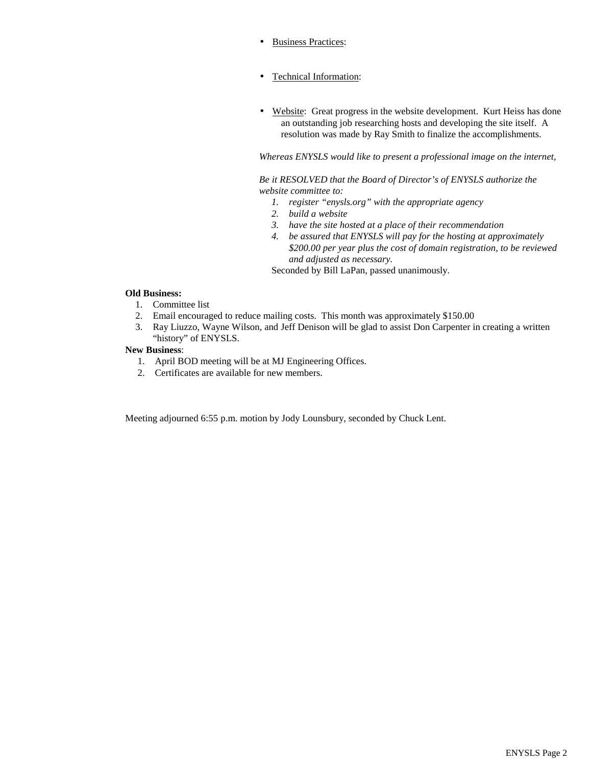- <u>Business Practices</u>:

- <u>Technical Information</u>:

- <u>Website</u>: Great progress in the website development. Kurt Heiss has done an outstanding job researching hosts and developing the site itself. A resolution was made by Ray Smith to finalize the accomplishments.

*Whereas ENYSLS would like to present a professional image on the internet,*

*Be it RESOLVED that the Board of Director's of ENYSLS authorize the website committee to:*

1. *register "enysls.org" with the appropriate agency*
2. *build a website*
3. *have the site hosted at a place of their recommendation*
4. *be assured that ENYSLS will pay for the hosting at approximately $200.00 per year plus the cost of domain registration, to be reviewed and adjusted as necessary.*

Seconded by Bill LaPan, passed unanimously.

**Old Business:**

1. Committee list
2. Email encouraged to reduce mailing costs. This month was approximately $150.00
3. Ray Liuzzo, Wayne Wilson, and Jeff Denison will be glad to assist Don Carpenter in creating a written "history" of ENYSLS.

**New Business**:

1. April BOD meeting will be at MJ Engineering Offices.
2. Certificates are available for new members.

Meeting adjourned 6:55 p.m. motion by Jody Lounsbury, seconded by Chuck Lent.